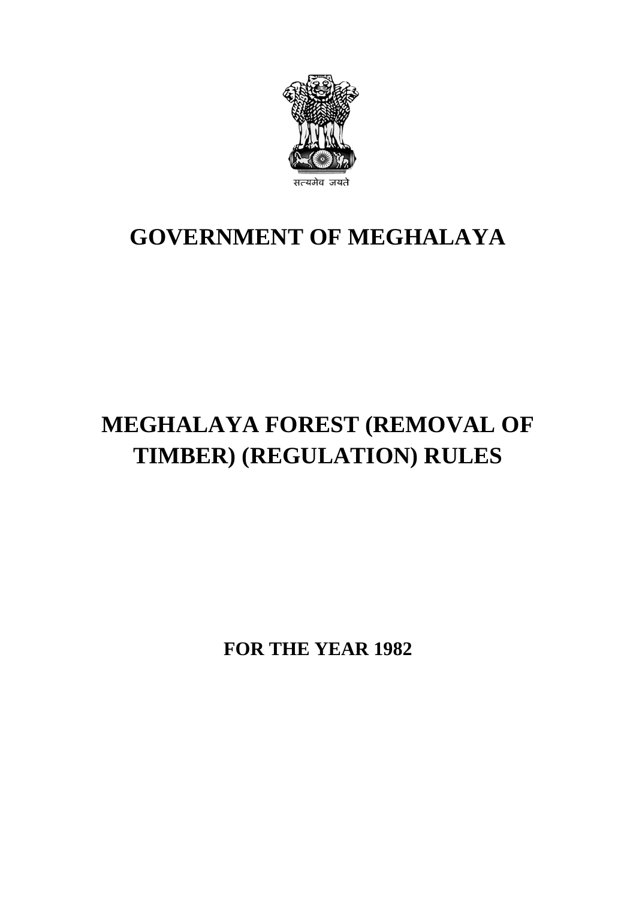सत्यमेव जयते

# GOVERNMENT OF MEGHALAYA

# MEGHALAYA FOREST (REMOVAL OF TIMBER) (REGULATION) RULES

**FOR THE YEAR 1982**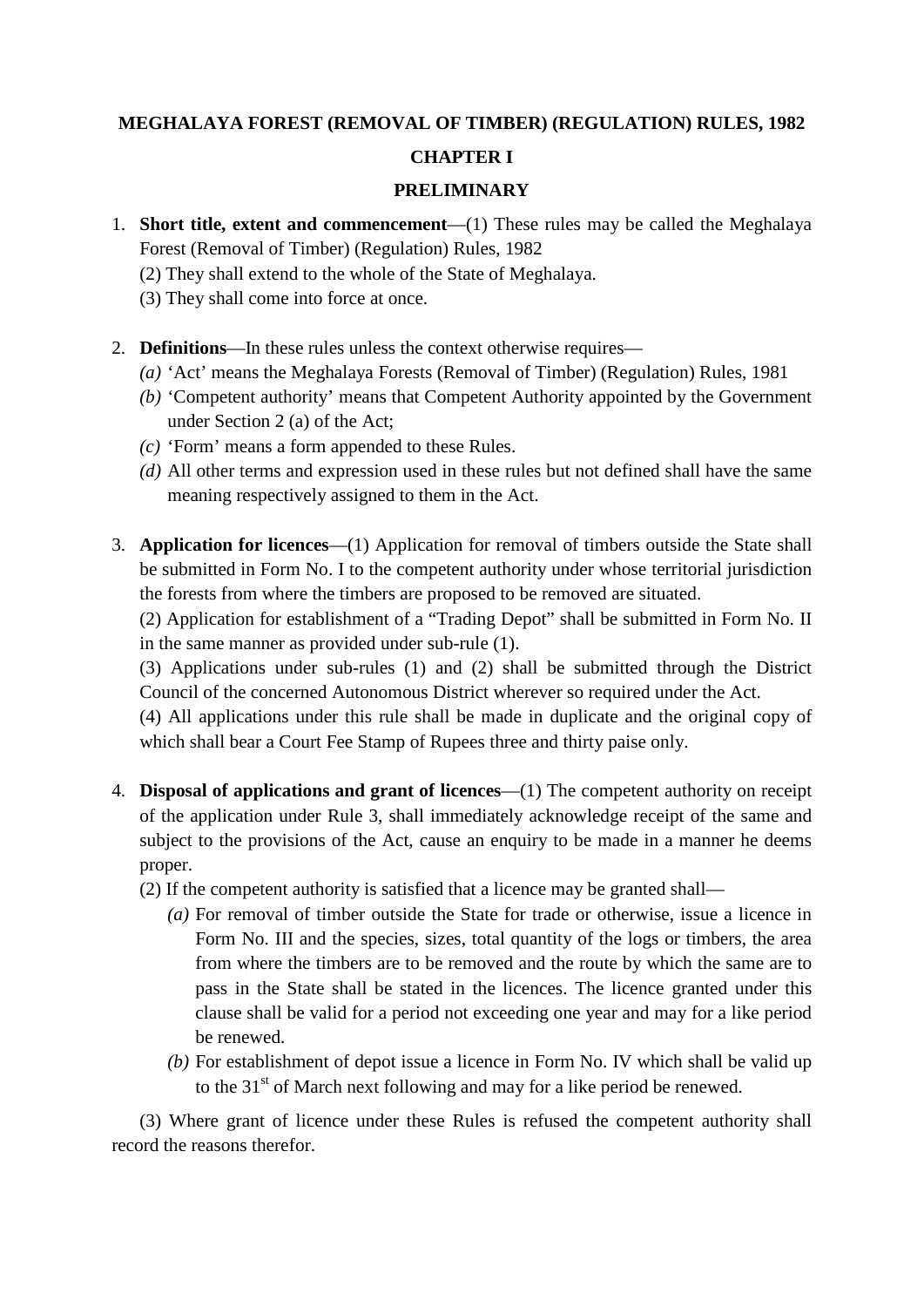**MEGHALAYA FOREST (REMOVAL OF TIMBER) (REGULATION) RULES, 1982**

**CHAPTER I**

**PRELIMINARY**

1. **Short title, extent and commencement**—(1) These rules may be called the Meghalaya Forest (Removal of Timber) (Regulation) Rules, 1982
   (2) They shall extend to the whole of the State of Meghalaya.
   (3) They shall come into force at once.

2. **Definitions**—In these rules unless the context otherwise requires—
   *(a)* 'Act' means the Meghalaya Forests (Removal of Timber) (Regulation) Rules, 1981
   *(b)* 'Competent authority' means that Competent Authority appointed by the Government under Section 2 (a) of the Act;
   *(c)* 'Form' means a form appended to these Rules.
   *(d)* All other terms and expression used in these rules but not defined shall have the same meaning respectively assigned to them in the Act.

3. **Application for licences**—(1) Application for removal of timbers outside the State shall be submitted in Form No. I to the competent authority under whose territorial jurisdiction the forests from where the timbers are proposed to be removed are situated.
   (2) Application for establishment of a "Trading Depot" shall be submitted in Form No. II in the same manner as provided under sub-rule (1).
   (3) Applications under sub-rules (1) and (2) shall be submitted through the District Council of the concerned Autonomous District wherever so required under the Act.
   (4) All applications under this rule shall be made in duplicate and the original copy of which shall bear a Court Fee Stamp of Rupees three and thirty paise only.

4. **Disposal of applications and grant of licences**—(1) The competent authority on receipt of the application under Rule 3, shall immediately acknowledge receipt of the same and subject to the provisions of the Act, cause an enquiry to be made in a manner he deems proper.
   (2) If the competent authority is satisfied that a licence may be granted shall—
   *(a)* For removal of timber outside the State for trade or otherwise, issue a licence in Form No. III and the species, sizes, total quantity of the logs or timbers, the area from where the timbers are to be removed and the route by which the same are to pass in the State shall be stated in the licences. The licence granted under this clause shall be valid for a period not exceeding one year and may for a like period be renewed.
   *(b)* For establishment of depot issue a licence in Form No. IV which shall be valid up to the 31st of March next following and may for a like period be renewed.

   (3) Where grant of licence under these Rules is refused the competent authority shall record the reasons therefor.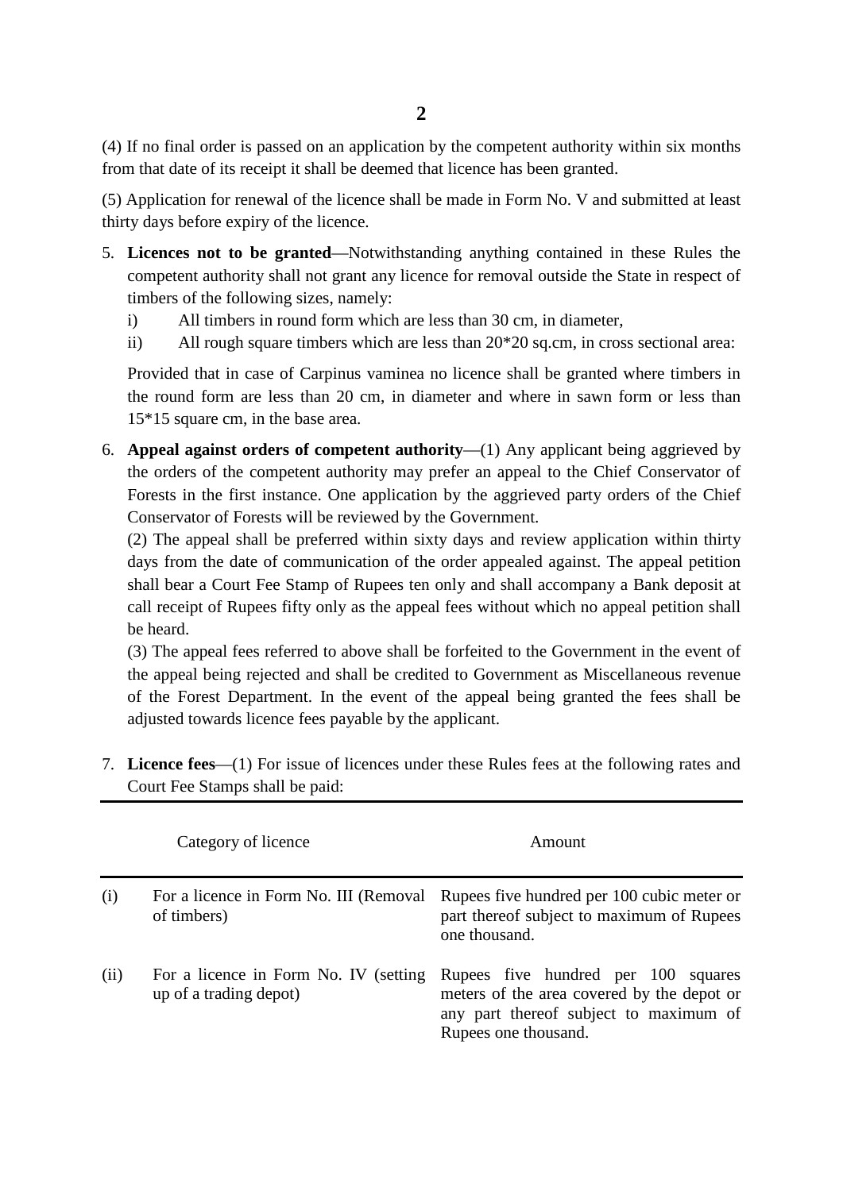(4) If no final order is passed on an application by the competent authority within six months from that date of its receipt it shall be deemed that licence has been granted.

(5) Application for renewal of the licence shall be made in Form No. V and submitted at least thirty days before expiry of the licence.

5. **Licences not to be granted**—Notwithstanding anything contained in these Rules the competent authority shall not grant any licence for removal outside the State in respect of timbers of the following sizes, namely:
   i) All timbers in round form which are less than 30 cm, in diameter,
   ii) All rough square timbers which are less than 20*20 sq.cm, in cross sectional area:

   Provided that in case of Carpinus vaminea no licence shall be granted where timbers in the round form are less than 20 cm, in diameter and where in sawn form or less than 15*15 square cm, in the base area.

6. **Appeal against orders of competent authority**—(1) Any applicant being aggrieved by the orders of the competent authority may prefer an appeal to the Chief Conservator of Forests in the first instance. One application by the aggrieved party orders of the Chief Conservator of Forests will be reviewed by the Government.

   (2) The appeal shall be preferred within sixty days and review application within thirty days from the date of communication of the order appealed against. The appeal petition shall bear a Court Fee Stamp of Rupees ten only and shall accompany a Bank deposit at call receipt of Rupees fifty only as the appeal fees without which no appeal petition shall be heard.

   (3) The appeal fees referred to above shall be forfeited to the Government in the event of the appeal being rejected and shall be credited to Government as Miscellaneous revenue of the Forest Department. In the event of the appeal being granted the fees shall be adjusted towards licence fees payable by the applicant.

7. **Licence fees**—(1) For issue of licences under these Rules fees at the following rates and Court Fee Stamps shall be paid:

| | Category of licence | Amount |
|---|---|---|
| (i) | For a licence in Form No. III (Removal of timbers) | Rupees five hundred per 100 cubic meter or part thereof subject to maximum of Rupees one thousand. |
| (ii) | For a licence in Form No. IV (setting up of a trading depot) | Rupees five hundred per 100 squares meters of the area covered by the depot or any part thereof subject to maximum of Rupees one thousand. |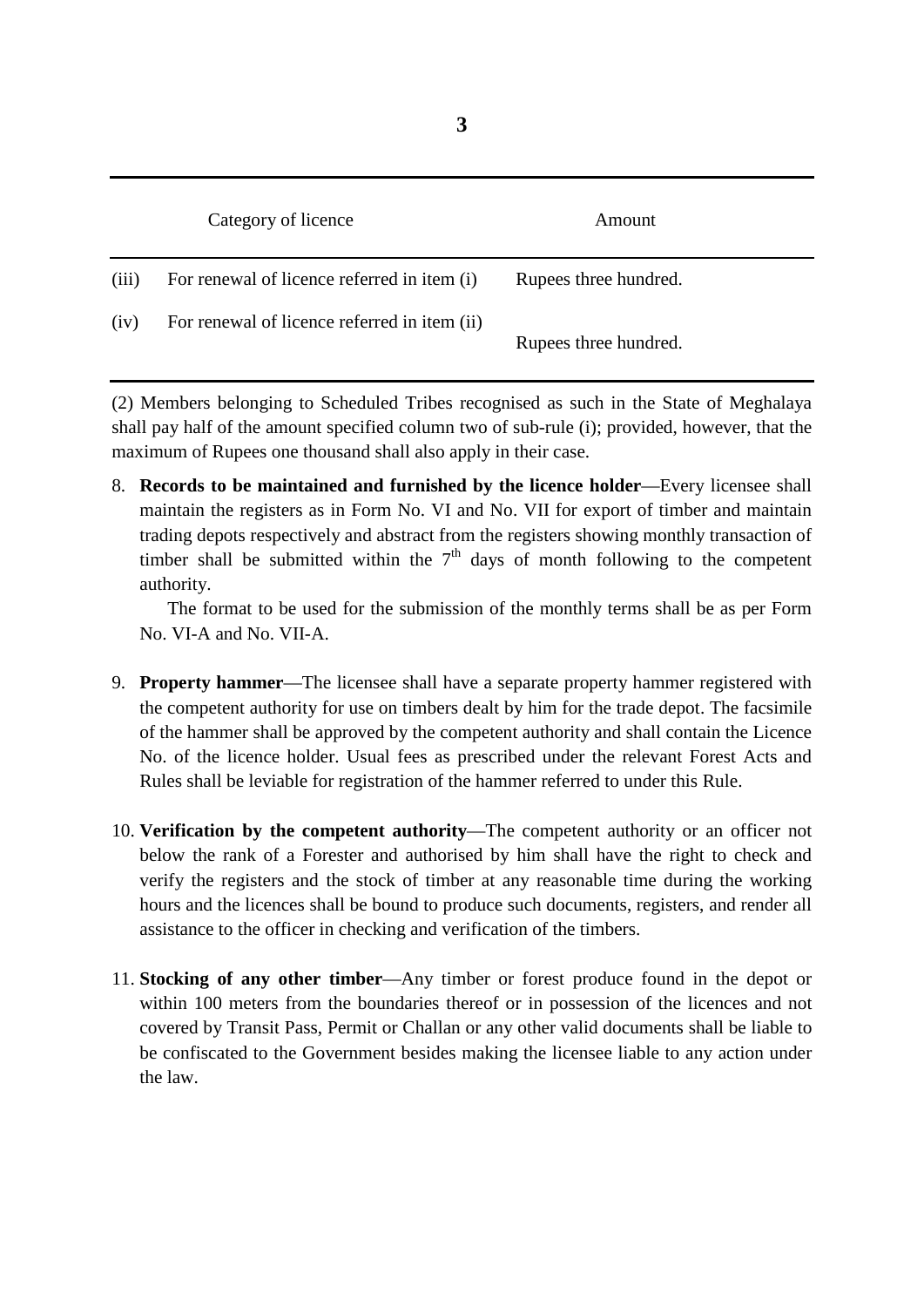| | Category of licence | Amount |
|---|---|---|
| (iii) | For renewal of licence referred in item (i) | Rupees three hundred. |
| (iv) | For renewal of licence referred in item (ii) | Rupees three hundred. |

(2) Members belonging to Scheduled Tribes recognised as such in the State of Meghalaya shall pay half of the amount specified column two of sub-rule (i); provided, however, that the maximum of Rupees one thousand shall also apply in their case.

8. **Records to be maintained and furnished by the licence holder**—Every licensee shall maintain the registers as in Form No. VI and No. VII for export of timber and maintain trading depots respectively and abstract from the registers showing monthly transaction of timber shall be submitted within the 7th days of month following to the competent authority.

   The format to be used for the submission of the monthly terms shall be as per Form No. VI-A and No. VII-A.

9. **Property hammer**—The licensee shall have a separate property hammer registered with the competent authority for use on timbers dealt by him for the trade depot. The facsimile of the hammer shall be approved by the competent authority and shall contain the Licence No. of the licence holder. Usual fees as prescribed under the relevant Forest Acts and Rules shall be leviable for registration of the hammer referred to under this Rule.

10. **Verification by the competent authority**—The competent authority or an officer not below the rank of a Forester and authorised by him shall have the right to check and verify the registers and the stock of timber at any reasonable time during the working hours and the licences shall be bound to produce such documents, registers, and render all assistance to the officer in checking and verification of the timbers.

11. **Stocking of any other timber**—Any timber or forest produce found in the depot or within 100 meters from the boundaries thereof or in possession of the licences and not covered by Transit Pass, Permit or Challan or any other valid documents shall be liable to be confiscated to the Government besides making the licensee liable to any action under the law.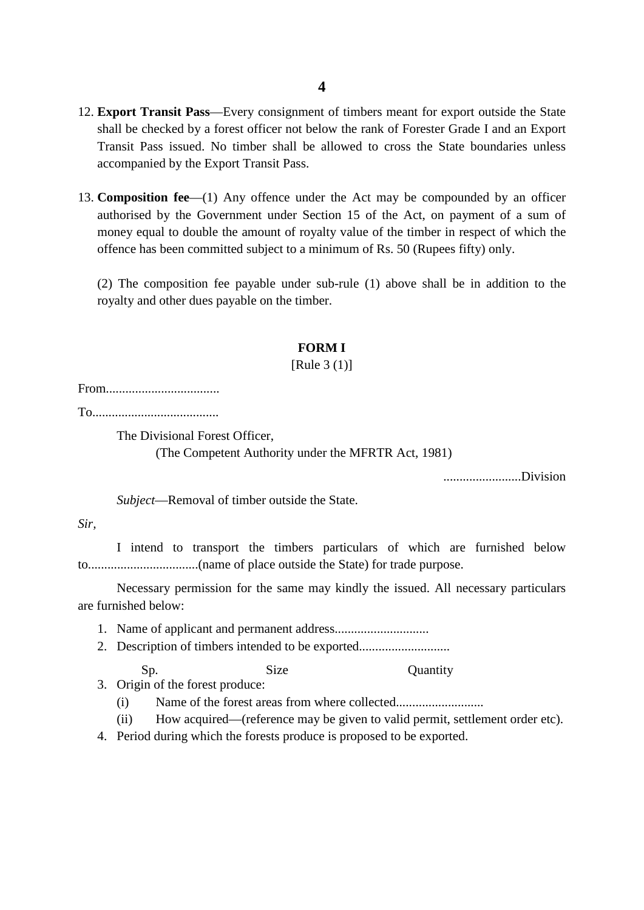12. **Export Transit Pass**—Every consignment of timbers meant for export outside the State shall be checked by a forest officer not below the rank of Forester Grade I and an Export Transit Pass issued. No timber shall be allowed to cross the State boundaries unless accompanied by the Export Transit Pass.

13. **Composition fee**—(1) Any offence under the Act may be compounded by an officer authorised by the Government under Section 15 of the Act, on payment of a sum of money equal to double the amount of royalty value of the timber in respect of which the offence has been committed subject to a minimum of Rs. 50 (Rupees fifty) only.

    (2) The composition fee payable under sub-rule (1) above shall be in addition to the royalty and other dues payable on the timber.

## FORM I

[Rule 3 (1)]

From..................................

To......................................

The Divisional Forest Officer,
(The Competent Authority under the MFRTR Act, 1981)

........................Division

*Subject*—Removal of timber outside the State.

*Sir,*

I intend to transport the timbers particulars of which are furnished below to.................................(name of place outside the State) for trade purpose.

Necessary permission for the same may kindly the issued. All necessary particulars are furnished below:

1. Name of applicant and permanent address............................
2. Description of timbers intended to be exported...........................

   Sp. Size Quantity

3. Origin of the forest produce:
   (i) Name of the forest areas from where collected..........................
   (ii) How acquired—(reference may be given to valid permit, settlement order etc).
4. Period during which the forests produce is proposed to be exported.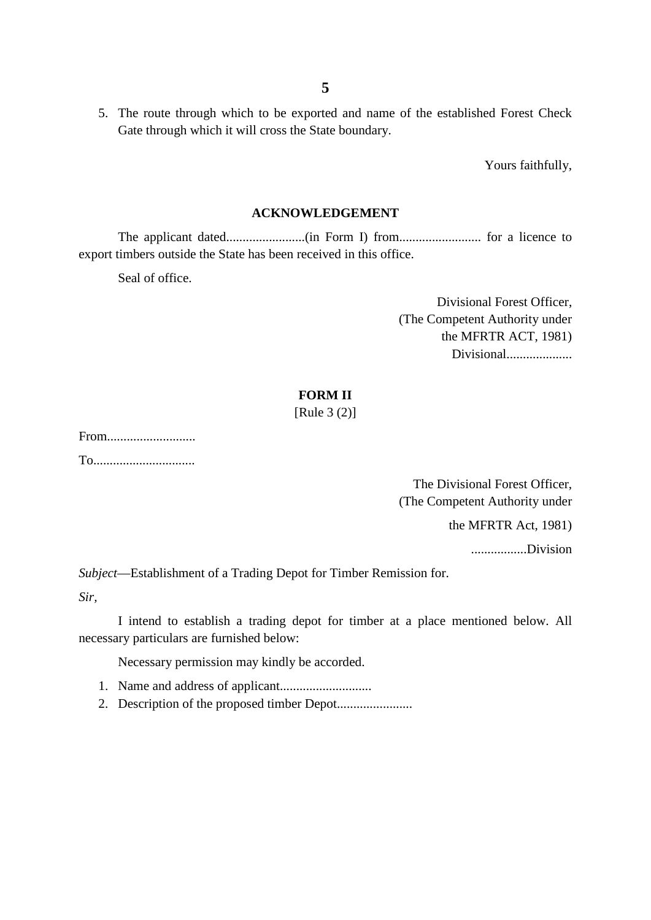5. The route through which to be exported and name of the established Forest Check Gate through which it will cross the State boundary.

Yours faithfully,

**ACKNOWLEDGEMENT**

The applicant dated........................(in Form I) from......................... for a licence to export timbers outside the State has been received in this office.

Seal of office.

Divisional Forest Officer,
(The Competent Authority under
the MFRTR ACT, 1981)
Divisional....................

**FORM II**
[Rule 3 (2)]

From...........................

To...............................

The Divisional Forest Officer,
(The Competent Authority under
the MFRTR Act, 1981)
.................Division

*Subject*—Establishment of a Trading Depot for Timber Remission for.

*Sir,*

I intend to establish a trading depot for timber at a place mentioned below. All necessary particulars are furnished below:

Necessary permission may kindly be accorded.

1. Name and address of applicant............................
2. Description of the proposed timber Depot.......................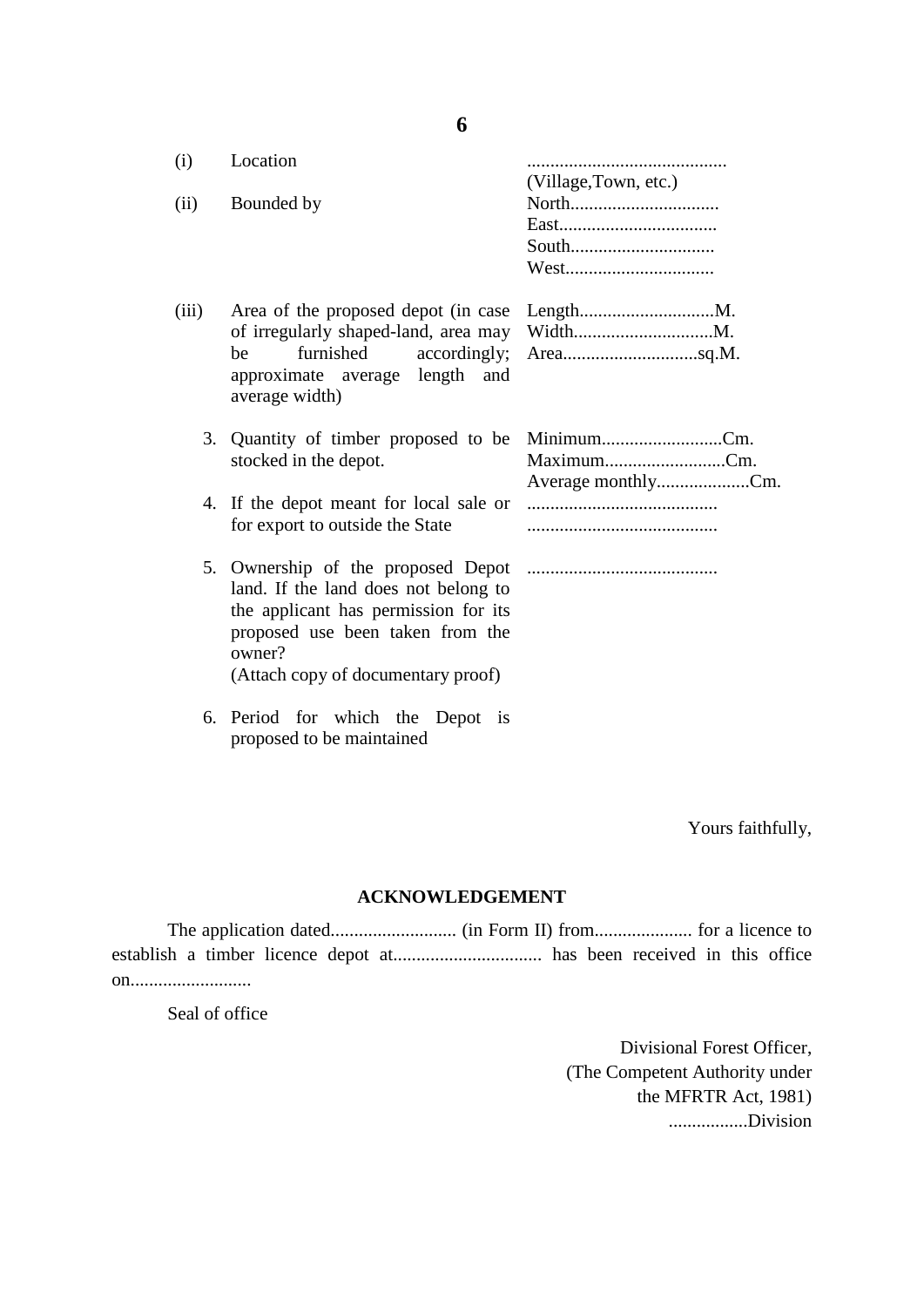| | | |
|---|---|---|
| (i) | Location | ........................................... (Village,Town, etc.) |
| (ii) | Bounded by | North................................ East.................................. South............................... West................................ |
| (iii) | Area of the proposed depot (in case of irregularly shaped-land, area may be furnished accordingly; approximate average length and average width) | Length.............................M. Width..............................M. Area.............................sq.M. |
| 3. | Quantity of timber proposed to be stocked in the depot. | Minimum..........................Cm. Maximum..........................Cm. Average monthly....................Cm. |
| 4. | If the depot meant for local sale or for export to outside the State | ......................................... ......................................... |
| 5. | Ownership of the proposed Depot land. If the land does not belong to the applicant has permission for its proposed use been taken from the owner? (Attach copy of documentary proof) | ......................................... |
| 6. | Period for which the Depot is proposed to be maintained | |

Yours faithfully,

## ACKNOWLEDGEMENT

The application dated........................... (in Form II) from..................... for a licence to establish a timber licence depot at................................ has been received in this office on..........................

Seal of office

Divisional Forest Officer,
(The Competent Authority under
the MFRTR Act, 1981)
.................Division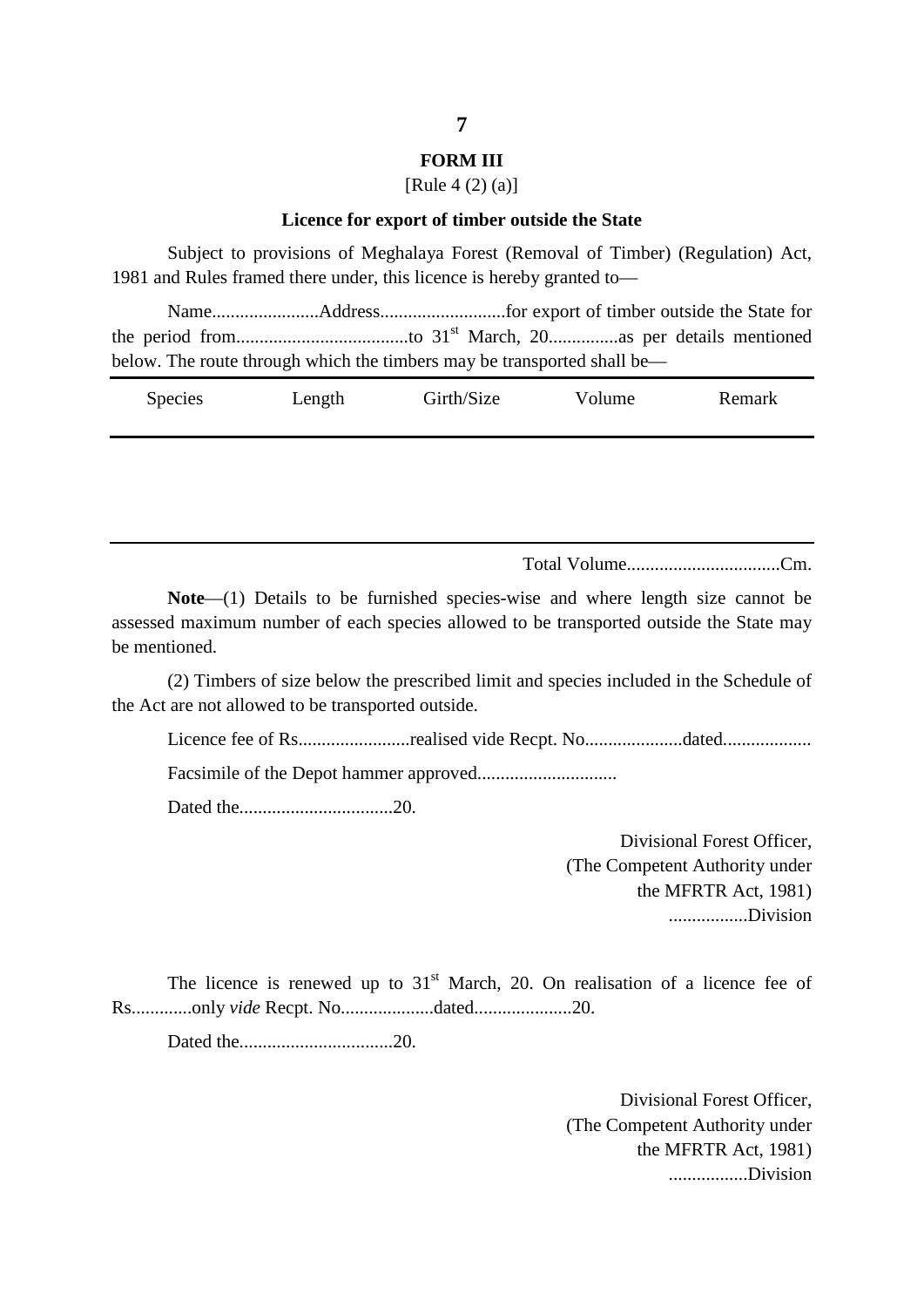## FORM III

[Rule 4 (2) (a)]

### Licence for export of timber outside the State

Subject to provisions of Meghalaya Forest (Removal of Timber) (Regulation) Act, 1981 and Rules framed there under, this licence is hereby granted to—

Name.......................Address...........................for export of timber outside the State for the period from.....................................to 31[st] March, 20...............as per details mentioned below. The route through which the timbers may be transported shall be—

| Species | Length | Girth/Size | Volume | Remark |
|---|---|---|---|---|
| | | | | |

Total Volume.................................Cm.

**Note**—(1) Details to be furnished species-wise and where length size cannot be assessed maximum number of each species allowed to be transported outside the State may be mentioned.

(2) Timbers of size below the prescribed limit and species included in the Schedule of the Act are not allowed to be transported outside.

Licence fee of Rs........................realised vide Recpt. No.....................dated...................

Facsimile of the Depot hammer approved..............................

Dated the.................................20.

Divisional Forest Officer,
(The Competent Authority under
the MFRTR Act, 1981)
.................Division

The licence is renewed up to 31[st] March, 20. On realisation of a licence fee of Rs.............only *vide* Recpt. No...................dated.....................20.

Dated the.................................20.

Divisional Forest Officer,
(The Competent Authority under
the MFRTR Act, 1981)
.................Division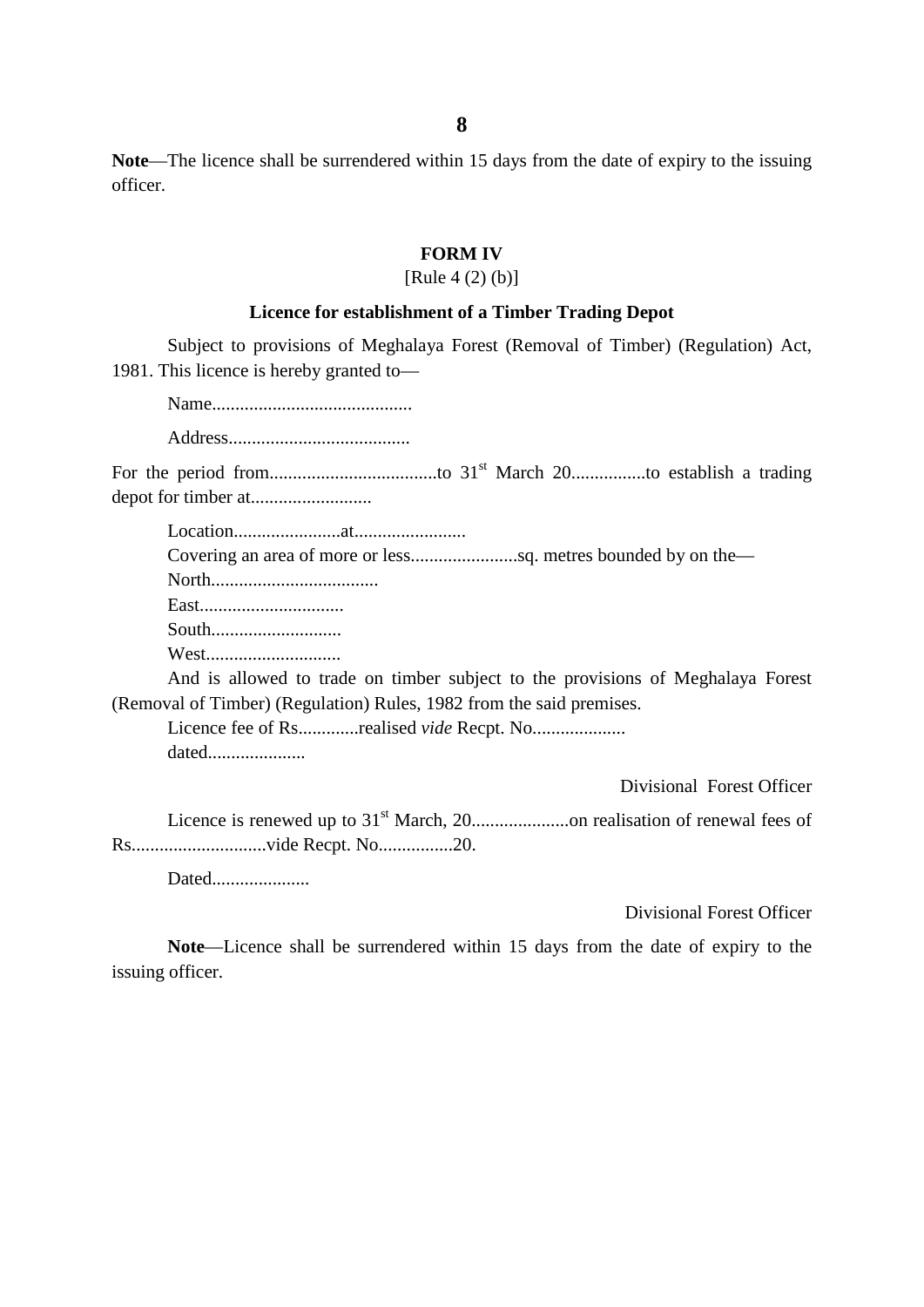**Note**—The licence shall be surrendered within 15 days from the date of expiry to the issuing officer.

**FORM IV**

[Rule 4 (2) (b)]

**Licence for establishment of a Timber Trading Depot**

Subject to provisions of Meghalaya Forest (Removal of Timber) (Regulation) Act, 1981. This licence is hereby granted to—

Name..........................................

Address......................................

For the period from....................................to 31st March 20................to establish a trading depot for timber at..........................

Location.......................at........................

Covering an area of more or less.......................sq. metres bounded by on the—

North....................................

East...............................

South............................

West.............................

And is allowed to trade on timber subject to the provisions of Meghalaya Forest (Removal of Timber) (Regulation) Rules, 1982 from the said premises.

Licence fee of Rs.............realised *vide* Recpt. No....................

dated.....................

Divisional Forest Officer

Licence is renewed up to 31st March, 20.....................on realisation of renewal fees of Rs.............................vide Recpt. No................20.

Dated.....................

Divisional Forest Officer

**Note**—Licence shall be surrendered within 15 days from the date of expiry to the issuing officer.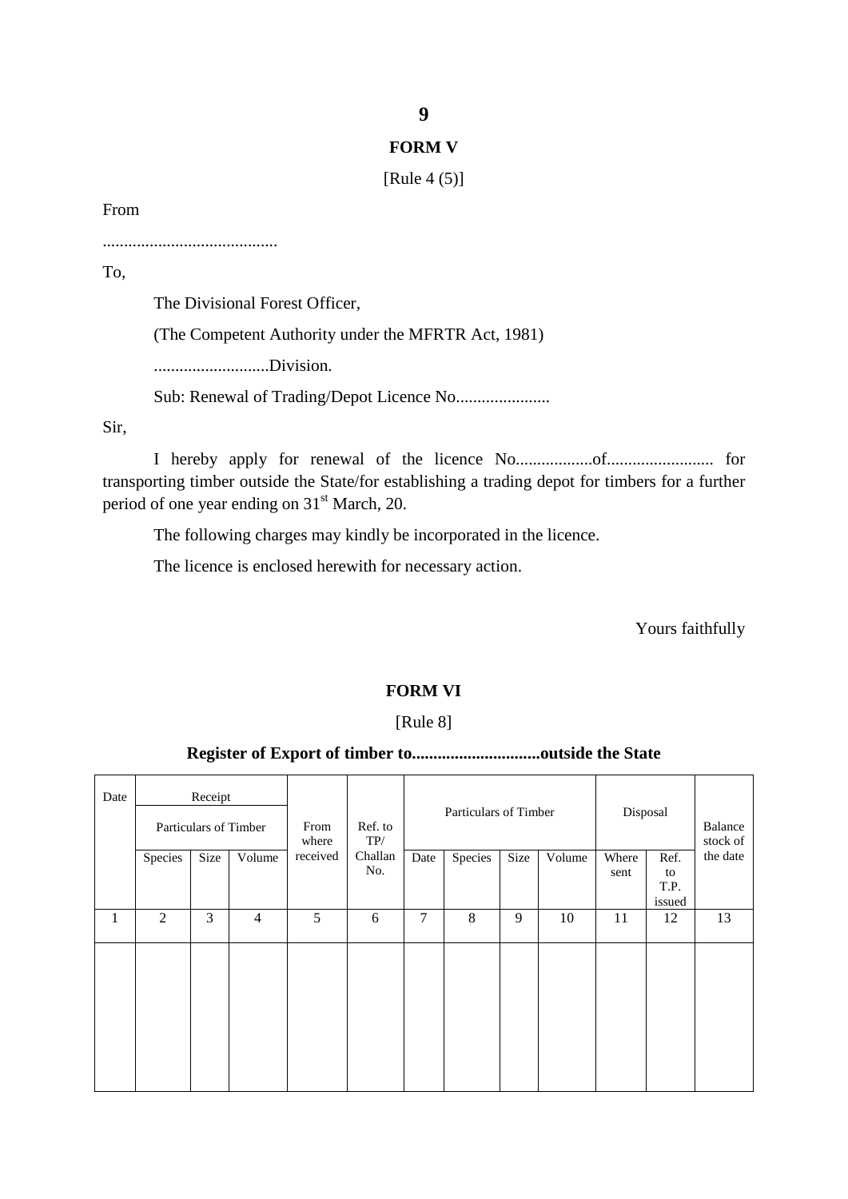## FORM V

[Rule 4 (5)]

From

.........................................

To,

The Divisional Forest Officer,

(The Competent Authority under the MFRTR Act, 1981)

...........................Division.

Sub: Renewal of Trading/Depot Licence No......................

Sir,

I hereby apply for renewal of the licence No..................of......................... for transporting timber outside the State/for establishing a trading depot for timbers for a further period of one year ending on 31st March, 20.

The following charges may kindly be incorporated in the licence.

The licence is enclosed herewith for necessary action.

Yours faithfully

## FORM VI

[Rule 8]

### Register of Export of timber to..............................outside the State

| Date | Receipt | | | | | Particulars of Timber | | | | Disposal | | Balance stock of the date |
|---|---|---|---|---|---|---|---|---|---|---|---|---|
| | Particulars of Timber | | | From where received | Ref. to TP/ Challan No. | | | | | | | |
| | Species | Size | Volume | | | Date | Species | Size | Volume | Where sent | Ref. to T.P. issued | |
| 1 | 2 | 3 | 4 | 5 | 6 | 7 | 8 | 9 | 10 | 11 | 12 | 13 |
| | | | | | | | | | | | | |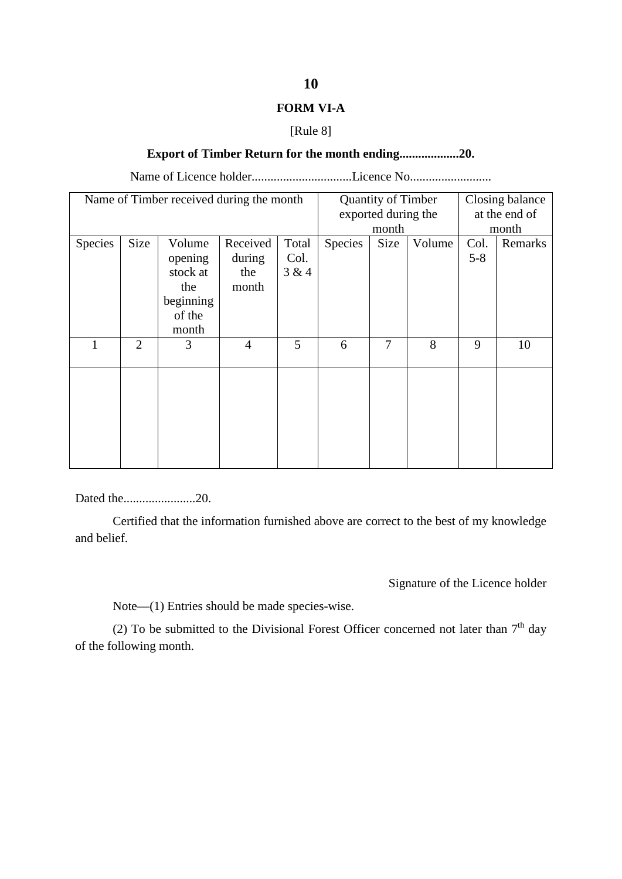# FORM VI-A

[Rule 8]

**Export of Timber Return for the month ending...................20.**

Name of Licence holder................................Licence No..........................

| Name of Timber received during the month | | | | | Quantity of Timber exported during the month | | | Closing balance at the end of month | |
|---|---|---|---|---|---|---|---|---|---|
| Species | Size | Volume opening stock at the beginning of the month | Received during the month | Total Col. 3 & 4 | Species | Size | Volume | Col. 5-8 | Remarks |
| 1 | 2 | 3 | 4 | 5 | 6 | 7 | 8 | 9 | 10 |
| | | | | | | | | | |

Dated the.......................20.

Certified that the information furnished above are correct to the best of my knowledge and belief.

Signature of the Licence holder

Note—(1) Entries should be made species-wise.

(2) To be submitted to the Divisional Forest Officer concerned not later than 7th day of the following month.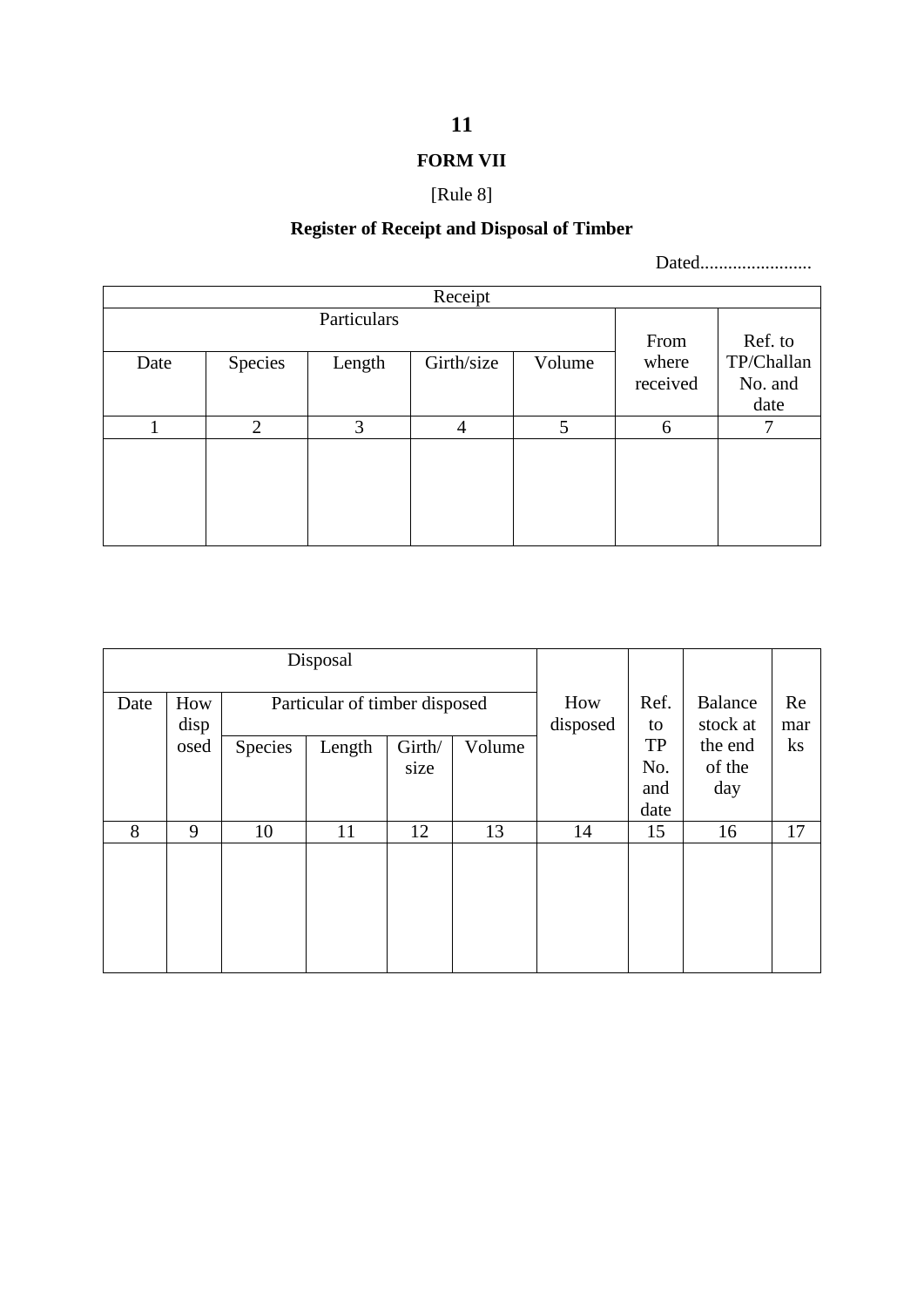**FORM VII**

[Rule 8]

**Register of Receipt and Disposal of Timber**

Dated........................

| Receipt | | | | | | |
|---|---|---|---|---|---|---|
| Particulars | | | | | From where received | Ref. to TP/Challan No. and date |
| Date | Species | Length | Girth/size | Volume | | |
| 1 | 2 | 3 | 4 | 5 | 6 | 7 |
| | | | | | | |

| Disposal | | | | | | How disposed | Ref. to TP No. and date | Balance stock at the end of the day | Remarks |
|---|---|---|---|---|---|---|---|---|---|
| Date | How disposed | Particular of timber disposed | | | | | | | |
| | | Species | Length | Girth/ size | Volume | | | | |
| 8 | 9 | 10 | 11 | 12 | 13 | 14 | 15 | 16 | 17 |
| | | | | | | | | | |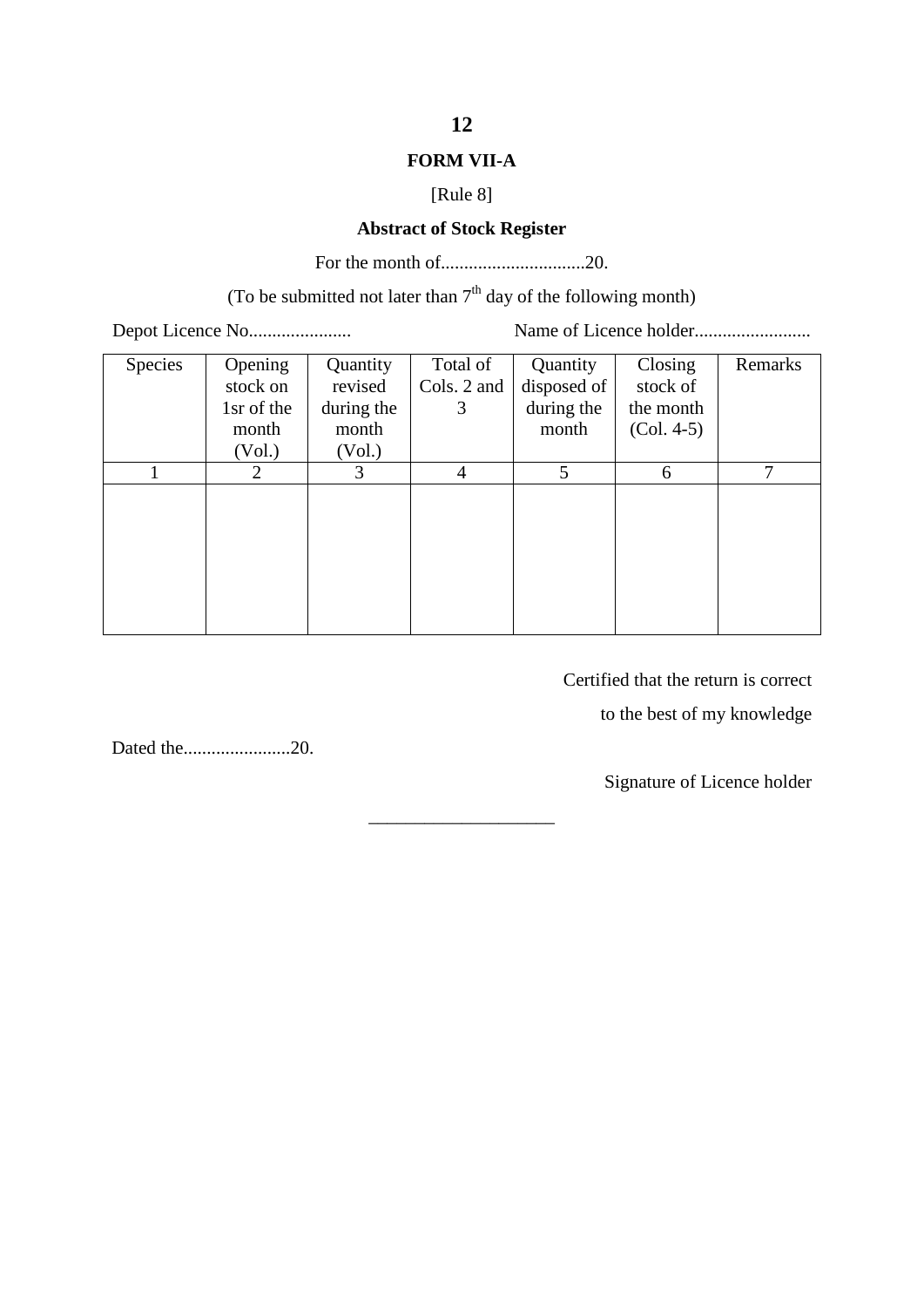# FORM VII-A

[Rule 8]

## Abstract of Stock Register

For the month of...............................20.

(To be submitted not later than $7^{th}$ day of the following month)

Depot Licence No......................          Name of Licence holder.........................

| Species | Opening stock on 1sr of the month (Vol.) | Quantity revised during the month (Vol.) | Total of Cols. 2 and 3 | Quantity disposed of during the month | Closing stock of the month (Col. 4-5) | Remarks |
|---|---|---|---|---|---|---|
| 1 | 2 | 3 | 4 | 5 | 6 | 7 |
| | | | | | | |

Certified that the return is correct

to the best of my knowledge

Dated the.......................20.

Signature of Licence holder

___________________